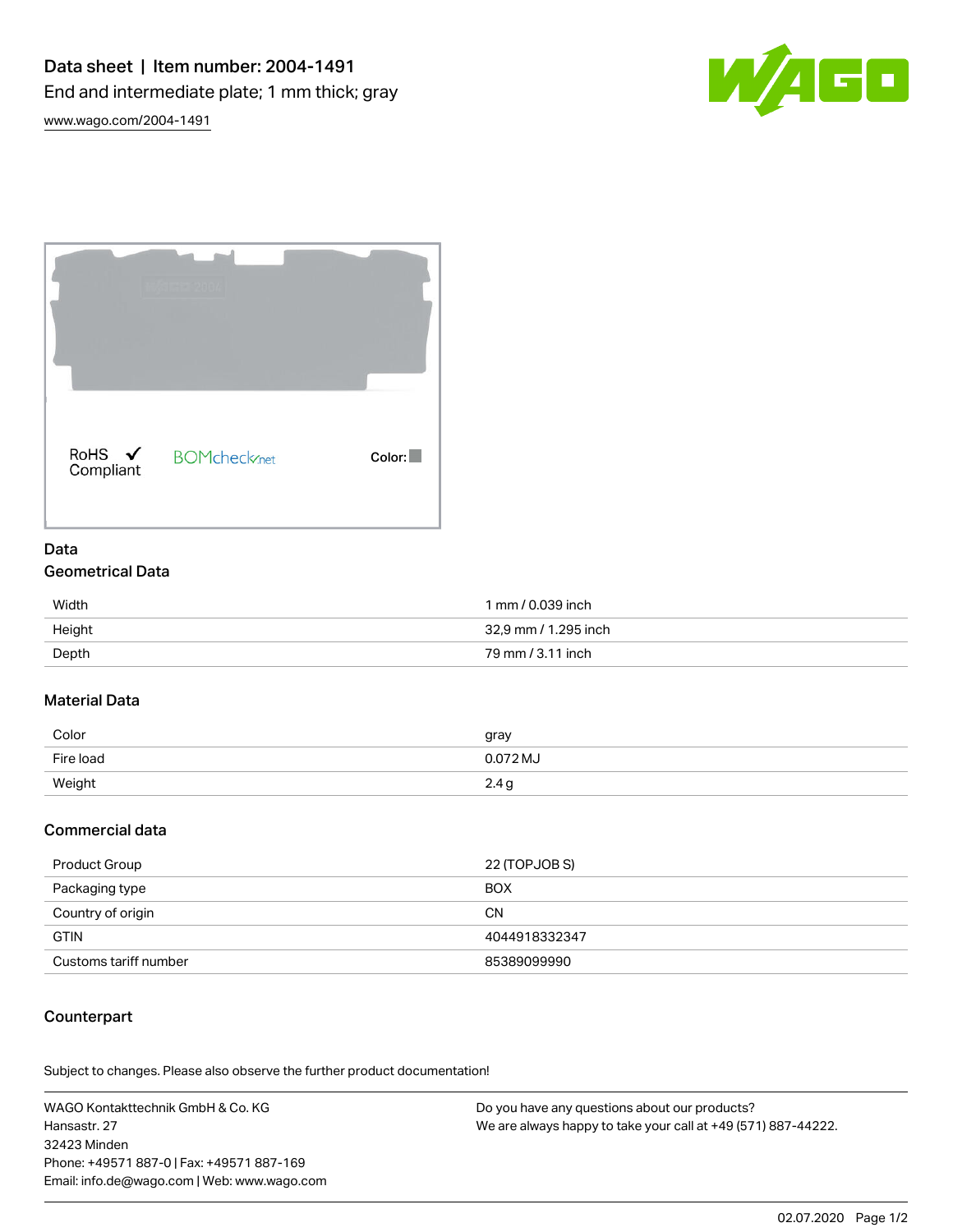# Data sheet | Item number: 2004-1491

End and intermediate plate; 1 mm thick; gray

www.wago.com/2004-1491

RoHS ✓ Compliant

BOMcheck.net

Color:

## Data

### Geometrical Data

| | |
|---|---|
| Width | 1 mm / 0.039 inch |
| Height | 32,9 mm / 1.295 inch |
| Depth | 79 mm / 3.11 inch |

### Material Data

| | |
|---|---|
| Color | gray |
| Fire load | 0.072 MJ |
| Weight | 2.4 g |

### Commercial data

| | |
|---|---|
| Product Group | 22 (TOPJOB S) |
| Packaging type | BOX |
| Country of origin | CN |
| GTIN | 4044918332347 |
| Customs tariff number | 85389099990 |

### Counterpart

Subject to changes. Please also observe the further product documentation!

WAGO Kontakttechnik GmbH & Co. KG
Hansastr. 27
32423 Minden
Phone: +49571 887-0 | Fax: +49571 887-169
Email: info.de@wago.com | Web: www.wago.com

Do you have any questions about our products?
We are always happy to take your call at +49 (571) 887-44222.

02.07.2020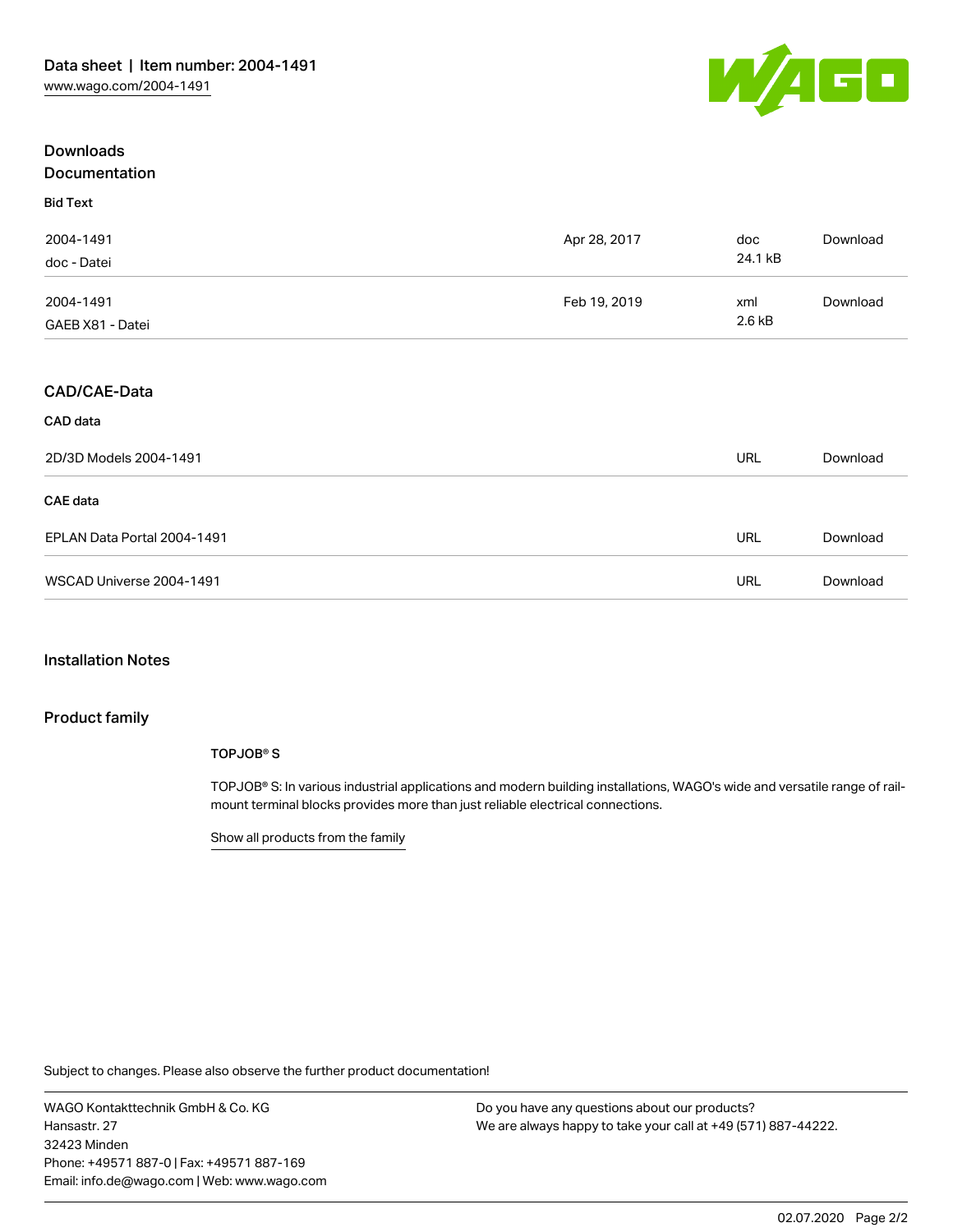## Downloads
## Documentation

### Bid Text

| | | | |
|---|---|---|---|
| 2004-1491<br>doc - Datei | Apr 28, 2017 | doc<br>24.1 kB | Download |
| 2004-1491<br>GAEB X81 - Datei | Feb 19, 2019 | xml<br>2.6 kB | Download |

## CAD/CAE-Data

### CAD data

| | | |
|---|---|---|
| 2D/3D Models 2004-1491 | URL | Download |

### CAE data

| | | |
|---|---|---|
| EPLAN Data Portal 2004-1491 | URL | Download |
| WSCAD Universe 2004-1491 | URL | Download |

## Installation Notes

## Product family

**TOPJOB® S**

TOPJOB® S: In various industrial applications and modern building installations, WAGO's wide and versatile range of rail-mount terminal blocks provides more than just reliable electrical connections.

Show all products from the family

Subject to changes. Please also observe the further product documentation!

WAGO Kontakttechnik GmbH & Co. KG
Hansastr. 27
32423 Minden
Phone: +49571 887-0 | Fax: +49571 887-169
Email: info.de@wago.com | Web: www.wago.com

Do you have any questions about our products?
We are always happy to take your call at +49 (571) 887-44222.